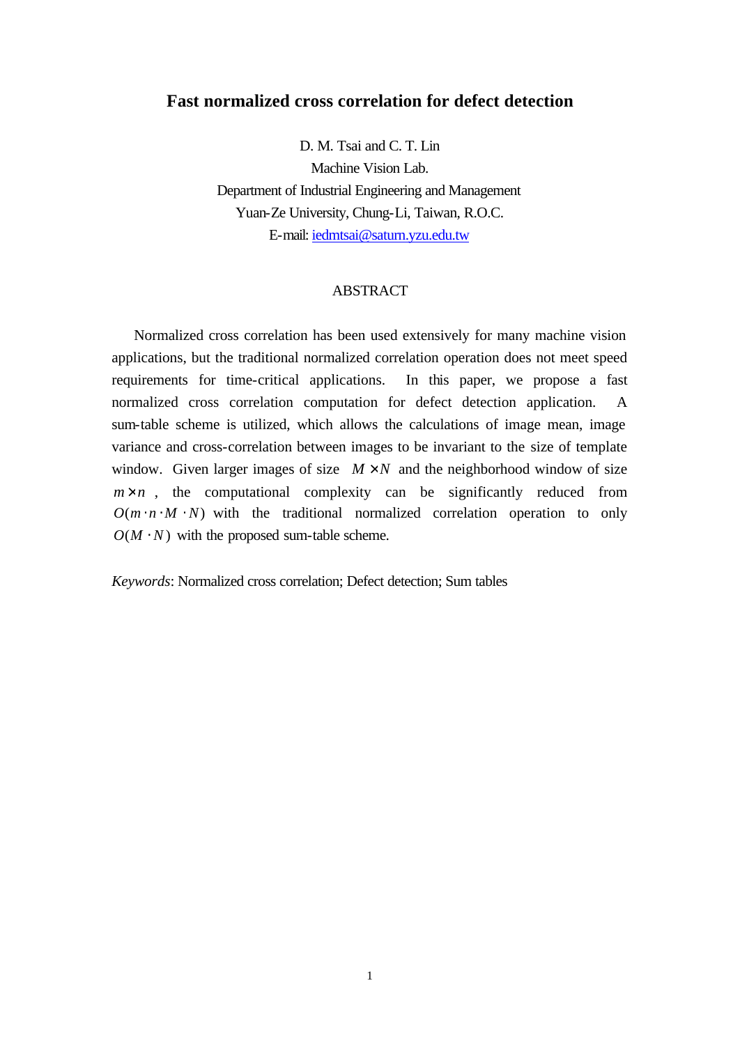# Fast normalized cross correlation for defect detection

D. M. Tsai and C. T. Lin

Machine Vision Lab.

Department of Industrial Engineering and Management

Yuan-Ze University, Chung-Li, Taiwan, R.O.C.

E-mail: iedmtsai@saturn.yzu.edu.tw

## ABSTRACT

Normalized cross correlation has been used extensively for many machine vision applications, but the traditional normalized correlation operation does not meet speed requirements for time-critical applications. In this paper, we propose a fast normalized cross correlation computation for defect detection application. A sum-table scheme is utilized, which allows the calculations of image mean, image variance and cross-correlation between images to be invariant to the size of template window. Given larger images of size $M \times N$ and the neighborhood window of size $m \times n$, the computational complexity can be significantly reduced from $O(m \cdot n \cdot M \cdot N)$ with the traditional normalized correlation operation to only $O(M \cdot N)$ with the proposed sum-table scheme.

*Keywords*: Normalized cross correlation; Defect detection; Sum tables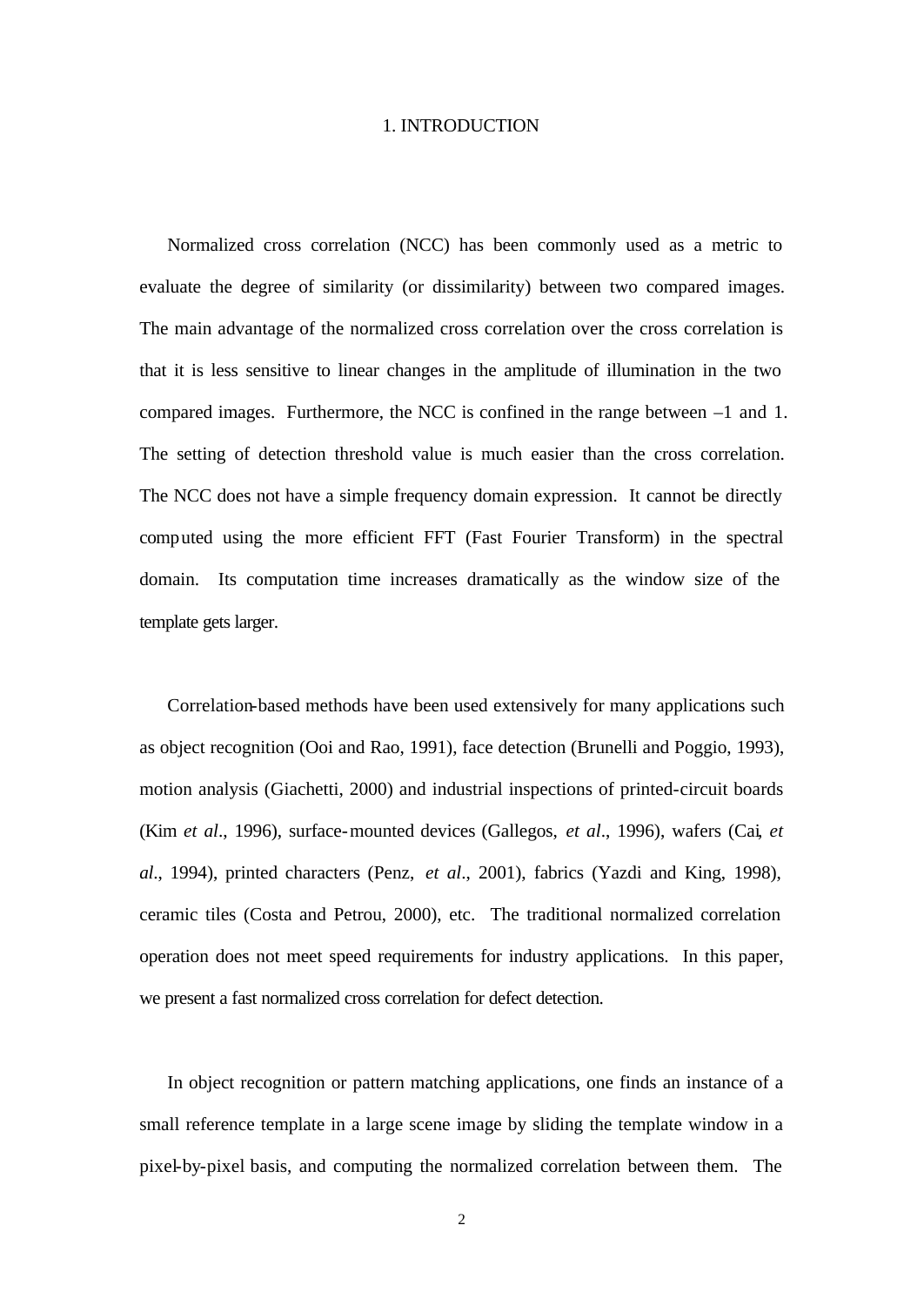# 1. INTRODUCTION

Normalized cross correlation (NCC) has been commonly used as a metric to evaluate the degree of similarity (or dissimilarity) between two compared images. The main advantage of the normalized cross correlation over the cross correlation is that it is less sensitive to linear changes in the amplitude of illumination in the two compared images. Furthermore, the NCC is confined in the range between –1 and 1. The setting of detection threshold value is much easier than the cross correlation. The NCC does not have a simple frequency domain expression. It cannot be directly computed using the more efficient FFT (Fast Fourier Transform) in the spectral domain. Its computation time increases dramatically as the window size of the template gets larger.

Correlation-based methods have been used extensively for many applications such as object recognition (Ooi and Rao, 1991), face detection (Brunelli and Poggio, 1993), motion analysis (Giachetti, 2000) and industrial inspections of printed-circuit boards (Kim *et al*., 1996), surface-mounted devices (Gallegos, *et al*., 1996), wafers (Cai, *et al*., 1994), printed characters (Penz, *et al*., 2001), fabrics (Yazdi and King, 1998), ceramic tiles (Costa and Petrou, 2000), etc. The traditional normalized correlation operation does not meet speed requirements for industry applications. In this paper, we present a fast normalized cross correlation for defect detection.

In object recognition or pattern matching applications, one finds an instance of a small reference template in a large scene image by sliding the template window in a pixel-by-pixel basis, and computing the normalized correlation between them. The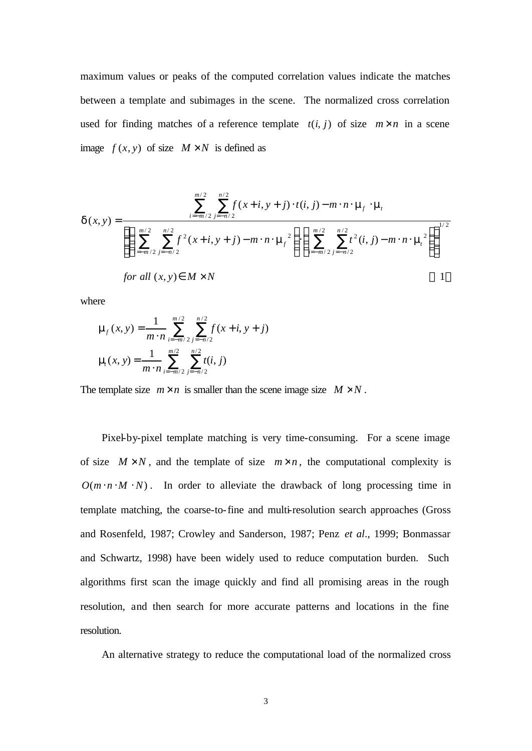maximum values or peaks of the computed correlation values indicate the matches between a template and subimages in the scene. The normalized cross correlation used for finding matches of a reference template $t(i, j)$ of size $m \times n$ in a scene image $f(x, y)$ of size $M \times N$ is defined as

$$\delta(x,y) = \frac{\sum_{i=-m/2}^{m/2} \sum_{j=-n/2}^{n/2} f(x+i, y+j) \cdot t(i,j) - m \cdot n \cdot \mu_f \cdot \mu_t}{\left\{ \left[ \sum_{i=-m/2}^{m/2} \sum_{j=-n/2}^{n/2} f^2(x+i, y+j) - m \cdot n \cdot \mu_f^{\,2} \right] \cdot \left[ \sum_{i=-m/2}^{m/2} \sum_{j=-n/2}^{n/2} t^2(i,j) - m \cdot n \cdot \mu_t^{\,2} \right] \right\}^{1/2}}$$

$$\text{for all } (x,y) \in M \times N \qquad (1)$$

where

$$\mu_f(x,y) = \frac{1}{m \cdot n} \sum_{i=-m/2}^{m/2} \sum_{j=-n/2}^{n/2} f(x+i, y+j)$$

$$\mu_t(x,y) = \frac{1}{m \cdot n} \sum_{i=-m/2}^{m/2} \sum_{j=-n/2}^{n/2} t(i,j)$$

The template size $m \times n$ is smaller than the scene image size $M \times N$.

Pixel-by-pixel template matching is very time-consuming. For a scene image of size $M \times N$, and the template of size $m \times n$, the computational complexity is $O(m \cdot n \cdot M \cdot N)$. In order to alleviate the drawback of long processing time in template matching, the coarse-to-fine and multi-resolution search approaches (Gross and Rosenfeld, 1987; Crowley and Sanderson, 1987; Penz *et al*., 1999; Bonmassar and Schwartz, 1998) have been widely used to reduce computation burden. Such algorithms first scan the image quickly and find all promising areas in the rough resolution, and then search for more accurate patterns and locations in the fine resolution.

An alternative strategy to reduce the computational load of the normalized cross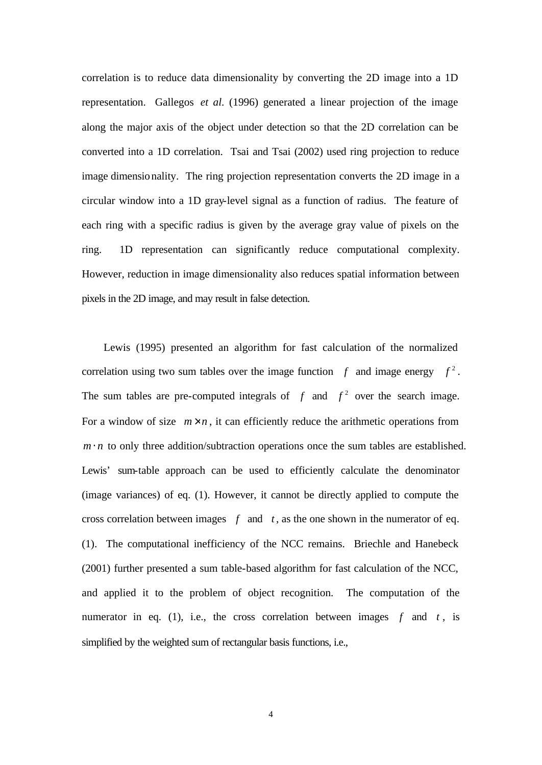correlation is to reduce data dimensionality by converting the 2D image into a 1D representation. Gallegos *et al*. (1996) generated a linear projection of the image along the major axis of the object under detection so that the 2D correlation can be converted into a 1D correlation. Tsai and Tsai (2002) used ring projection to reduce image dimensionality. The ring projection representation converts the 2D image in a circular window into a 1D gray-level signal as a function of radius. The feature of each ring with a specific radius is given by the average gray value of pixels on the ring. 1D representation can significantly reduce computational complexity. However, reduction in image dimensionality also reduces spatial information between pixels in the 2D image, and may result in false detection.

Lewis (1995) presented an algorithm for fast calculation of the normalized correlation using two sum tables over the image function $f$ and image energy $f^2$. The sum tables are pre-computed integrals of $f$ and $f^2$ over the search image. For a window of size $m \times n$, it can efficiently reduce the arithmetic operations from $m \cdot n$ to only three addition/subtraction operations once the sum tables are established. Lewis' sum-table approach can be used to efficiently calculate the denominator (image variances) of eq. (1). However, it cannot be directly applied to compute the cross correlation between images $f$ and $t$, as the one shown in the numerator of eq. (1). The computational inefficiency of the NCC remains. Briechle and Hanebeck (2001) further presented a sum table-based algorithm for fast calculation of the NCC, and applied it to the problem of object recognition. The computation of the numerator in eq. (1), i.e., the cross correlation between images $f$ and $t$, is simplified by the weighted sum of rectangular basis functions, i.e.,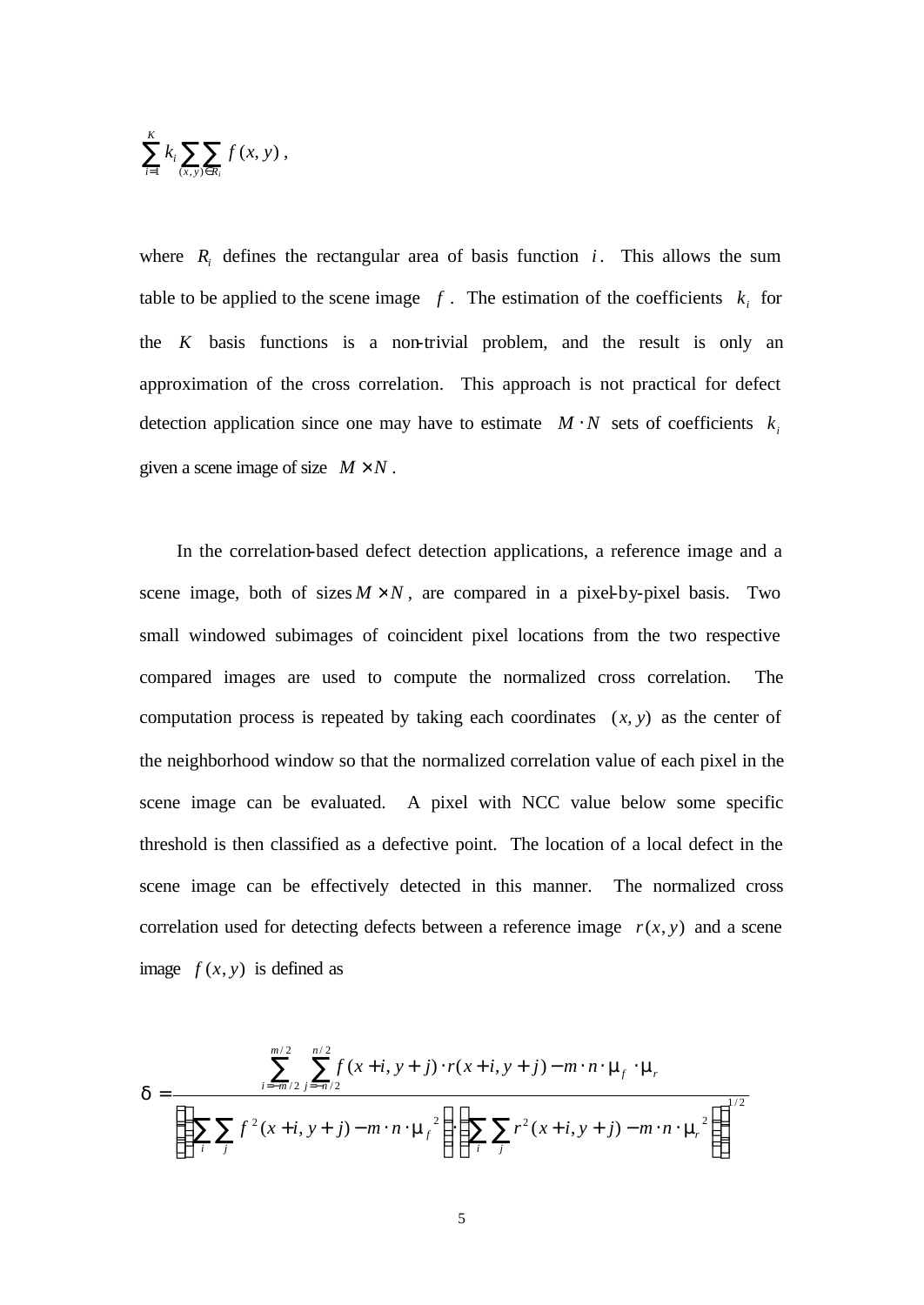$$\sum_{i=1}^{K} k_i \sum_{(x,y)\in R_i} f(x, y) \,,$$

where $R_i$ defines the rectangular area of basis function $i$. This allows the sum table to be applied to the scene image $f$. The estimation of the coefficients $k_i$ for the $K$ basis functions is a non-trivial problem, and the result is only an approximation of the cross correlation. This approach is not practical for defect detection application since one may have to estimate $M \cdot N$ sets of coefficients $k_i$ given a scene image of size $M \times N$.

In the correlation-based defect detection applications, a reference image and a scene image, both of sizes $M \times N$, are compared in a pixel-by-pixel basis. Two small windowed subimages of coincident pixel locations from the two respective compared images are used to compute the normalized cross correlation. The computation process is repeated by taking each coordinates $(x, y)$ as the center of the neighborhood window so that the normalized correlation value of each pixel in the scene image can be evaluated. A pixel with NCC value below some specific threshold is then classified as a defective point. The location of a local defect in the scene image can be effectively detected in this manner. The normalized cross correlation used for detecting defects between a reference image $r(x, y)$ and a scene image $f(x, y)$ is defined as

$$\delta = \frac{\sum_{i=-m/2}^{m/2} \sum_{j=-n/2}^{n/2} f(x+i, y+j) \cdot r(x+i, y+j) - m \cdot n \cdot \mu_f \cdot \mu_r}{\left\{ \left[ \sum_i \sum_j f^2(x+i, y+j) - m \cdot n \cdot \mu_f^{\,2} \right] \cdot \left[ \sum_i \sum_j r^2(x+i, y+j) - m \cdot n \cdot \mu_r^{\,2} \right] \right\}^{1/2}}$$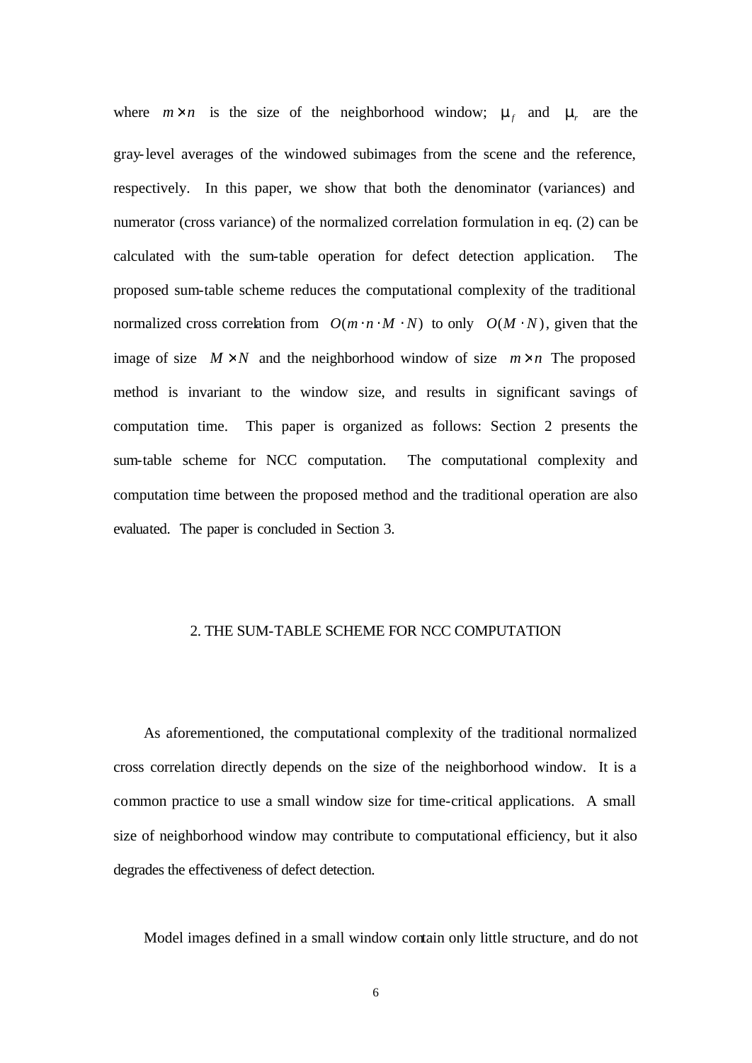where $m \times n$ is the size of the neighborhood window; $\mu_f$ and $\mu_r$ are the gray-level averages of the windowed subimages from the scene and the reference, respectively. In this paper, we show that both the denominator (variances) and numerator (cross variance) of the normalized correlation formulation in eq. (2) can be calculated with the sum-table operation for defect detection application. The proposed sum-table scheme reduces the computational complexity of the traditional normalized cross correlation from $O(m \cdot n \cdot M \cdot N)$ to only $O(M \cdot N)$, given that the image of size $M \times N$ and the neighborhood window of size $m \times n$ The proposed method is invariant to the window size, and results in significant savings of computation time. This paper is organized as follows: Section 2 presents the sum-table scheme for NCC computation. The computational complexity and computation time between the proposed method and the traditional operation are also evaluated. The paper is concluded in Section 3.

## 2. THE SUM-TABLE SCHEME FOR NCC COMPUTATION

As aforementioned, the computational complexity of the traditional normalized cross correlation directly depends on the size of the neighborhood window. It is a common practice to use a small window size for time-critical applications. A small size of neighborhood window may contribute to computational efficiency, but it also degrades the effectiveness of defect detection.

Model images defined in a small window contain only little structure, and do not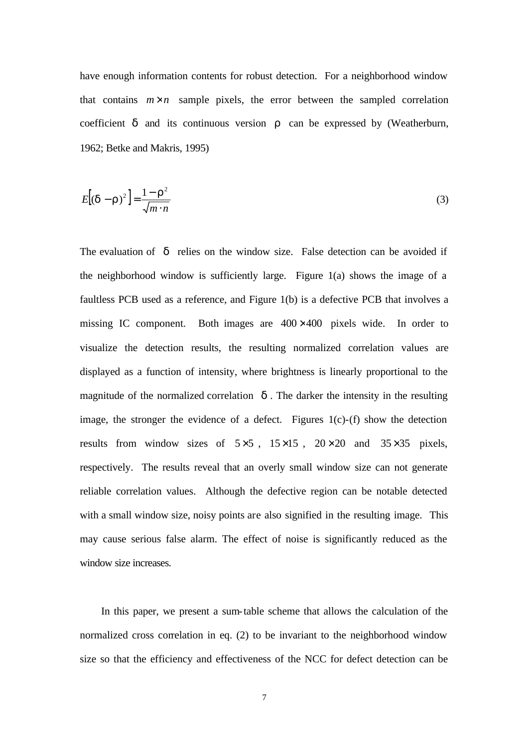have enough information contents for robust detection. For a neighborhood window that contains $m \times n$ sample pixels, the error between the sampled correlation coefficient $\delta$ and its continuous version $\rho$ can be expressed by (Weatherburn, 1962; Betke and Makris, 1995)

$$E\left[(\delta - \rho)^2\right] = \frac{1-\rho^2}{\sqrt{m \cdot n}} \tag{3}$$

The evaluation of $\delta$ relies on the window size. False detection can be avoided if the neighborhood window is sufficiently large. Figure 1(a) shows the image of a faultless PCB used as a reference, and Figure 1(b) is a defective PCB that involves a missing IC component. Both images are $400 \times 400$ pixels wide. In order to visualize the detection results, the resulting normalized correlation values are displayed as a function of intensity, where brightness is linearly proportional to the magnitude of the normalized correlation $\delta$. The darker the intensity in the resulting image, the stronger the evidence of a defect. Figures 1(c)-(f) show the detection results from window sizes of $5 \times 5$, $15 \times 15$, $20 \times 20$ and $35 \times 35$ pixels, respectively. The results reveal that an overly small window size can not generate reliable correlation values. Although the defective region can be notable detected with a small window size, noisy points are also signified in the resulting image. This may cause serious false alarm. The effect of noise is significantly reduced as the window size increases.

In this paper, we present a sum-table scheme that allows the calculation of the normalized cross correlation in eq. (2) to be invariant to the neighborhood window size so that the efficiency and effectiveness of the NCC for defect detection can be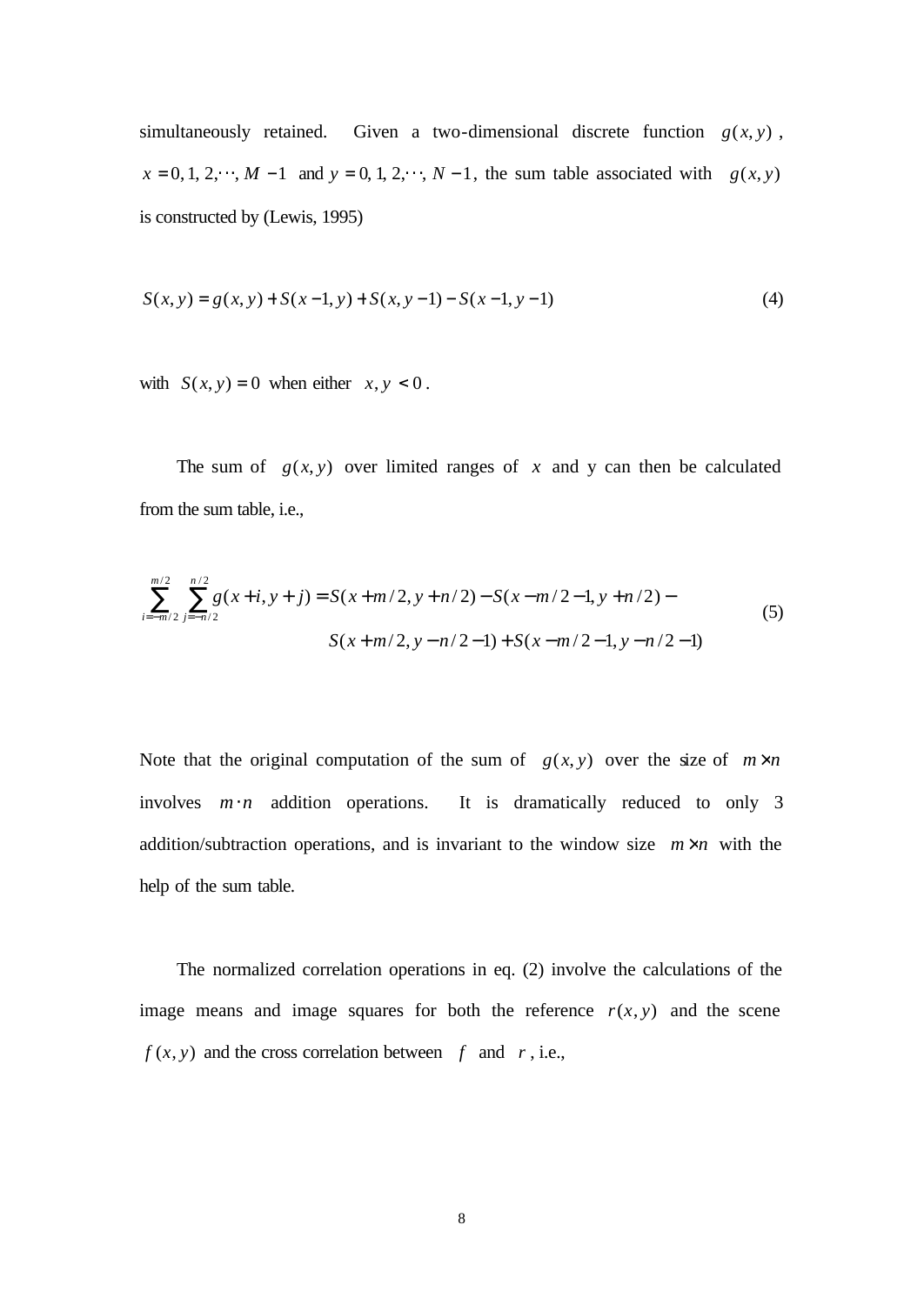simultaneously retained. Given a two-dimensional discrete function $g(x, y)$, $x = 0, 1, 2, \cdots, M-1$ and $y = 0, 1, 2, \cdots, N-1$, the sum table associated with $g(x, y)$ is constructed by (Lewis, 1995)

$$S(x, y) = g(x, y) + S(x-1, y) + S(x, y-1) - S(x-1, y-1) \tag{4}$$

with $S(x, y) = 0$ when either $x, y < 0$.

The sum of $g(x, y)$ over limited ranges of $x$ and y can then be calculated from the sum table, i.e.,

$$\sum_{i=-m/2}^{m/2} \sum_{j=-n/2}^{n/2} g(x+i, y+j) = S(x+m/2, y+n/2) - S(x-m/2-1, y+n/2) - S(x+m/2, y-n/2-1) + S(x-m/2-1, y-n/2-1) \tag{5}$$

Note that the original computation of the sum of $g(x, y)$ over the size of $m \times n$ involves $m \cdot n$ addition operations. It is dramatically reduced to only 3 addition/subtraction operations, and is invariant to the window size $m \times n$ with the help of the sum table.

The normalized correlation operations in eq. (2) involve the calculations of the image means and image squares for both the reference $r(x, y)$ and the scene $f(x, y)$ and the cross correlation between $f$ and $r$, i.e.,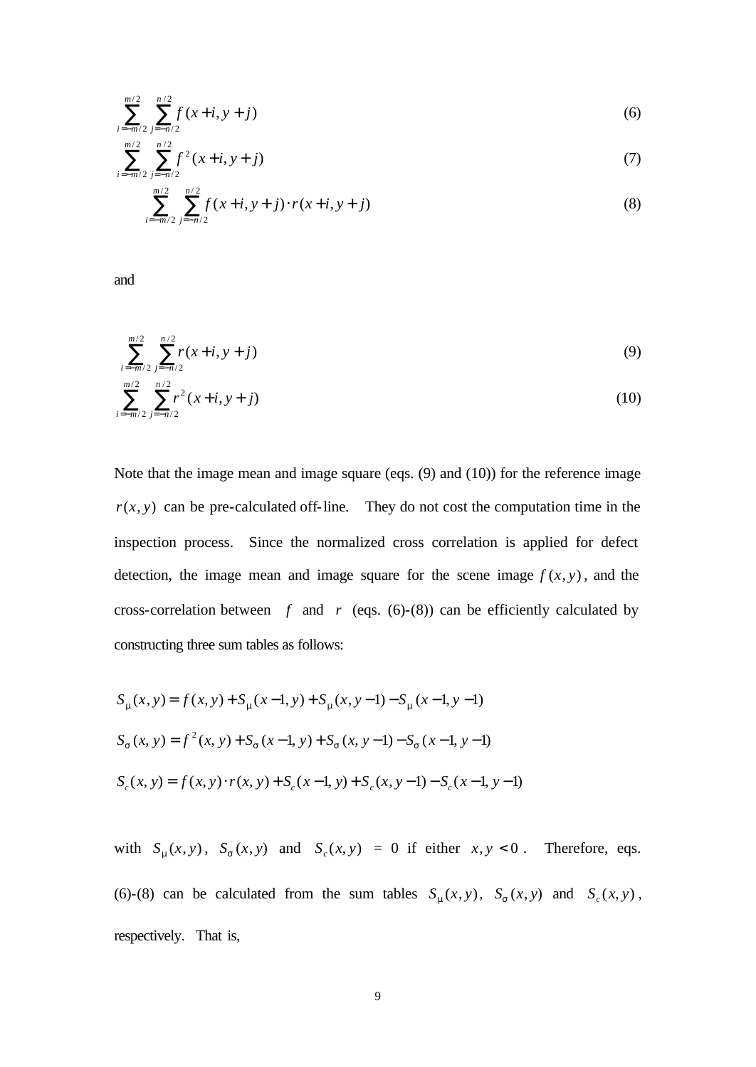$$\sum_{i=-m/2}^{m/2} \sum_{j=-n/2}^{n/2} f(x+i, y+j) \tag{6}$$

$$\sum_{i=-m/2}^{m/2} \sum_{j=-n/2}^{n/2} f^2(x+i, y+j) \tag{7}$$

$$\sum_{i=-m/2}^{m/2} \sum_{j=-n/2}^{n/2} f(x+i, y+j) \cdot r(x+i, y+j) \tag{8}$$

and

$$\sum_{i=-m/2}^{m/2} \sum_{j=-n/2}^{n/2} r(x+i, y+j) \tag{9}$$

$$\sum_{i=-m/2}^{m/2} \sum_{j=-n/2}^{n/2} r^2(x+i, y+j) \tag{10}$$

Note that the image mean and image square (eqs. (9) and (10)) for the reference image $r(x, y)$ can be pre-calculated off-line. They do not cost the computation time in the inspection process. Since the normalized cross correlation is applied for defect detection, the image mean and image square for the scene image $f(x, y)$, and the cross-correlation between $f$ and $r$ (eqs. (6)-(8)) can be efficiently calculated by constructing three sum tables as follows:

$$S_\mu(x, y) = f(x, y) + S_\mu(x-1, y) + S_\mu(x, y-1) - S_\mu(x-1, y-1)$$

$$S_\sigma(x, y) = f^2(x, y) + S_\sigma(x-1, y) + S_\sigma(x, y-1) - S_\sigma(x-1, y-1)$$

$$S_c(x, y) = f(x, y) \cdot r(x, y) + S_c(x-1, y) + S_c(x, y-1) - S_c(x-1, y-1)$$

with $S_\mu(x, y)$, $S_\sigma(x, y)$ and $S_c(x, y)$ = 0 if either $x, y < 0$. Therefore, eqs. (6)-(8) can be calculated from the sum tables $S_\mu(x, y)$, $S_\sigma(x, y)$ and $S_c(x, y)$, respectively. That is,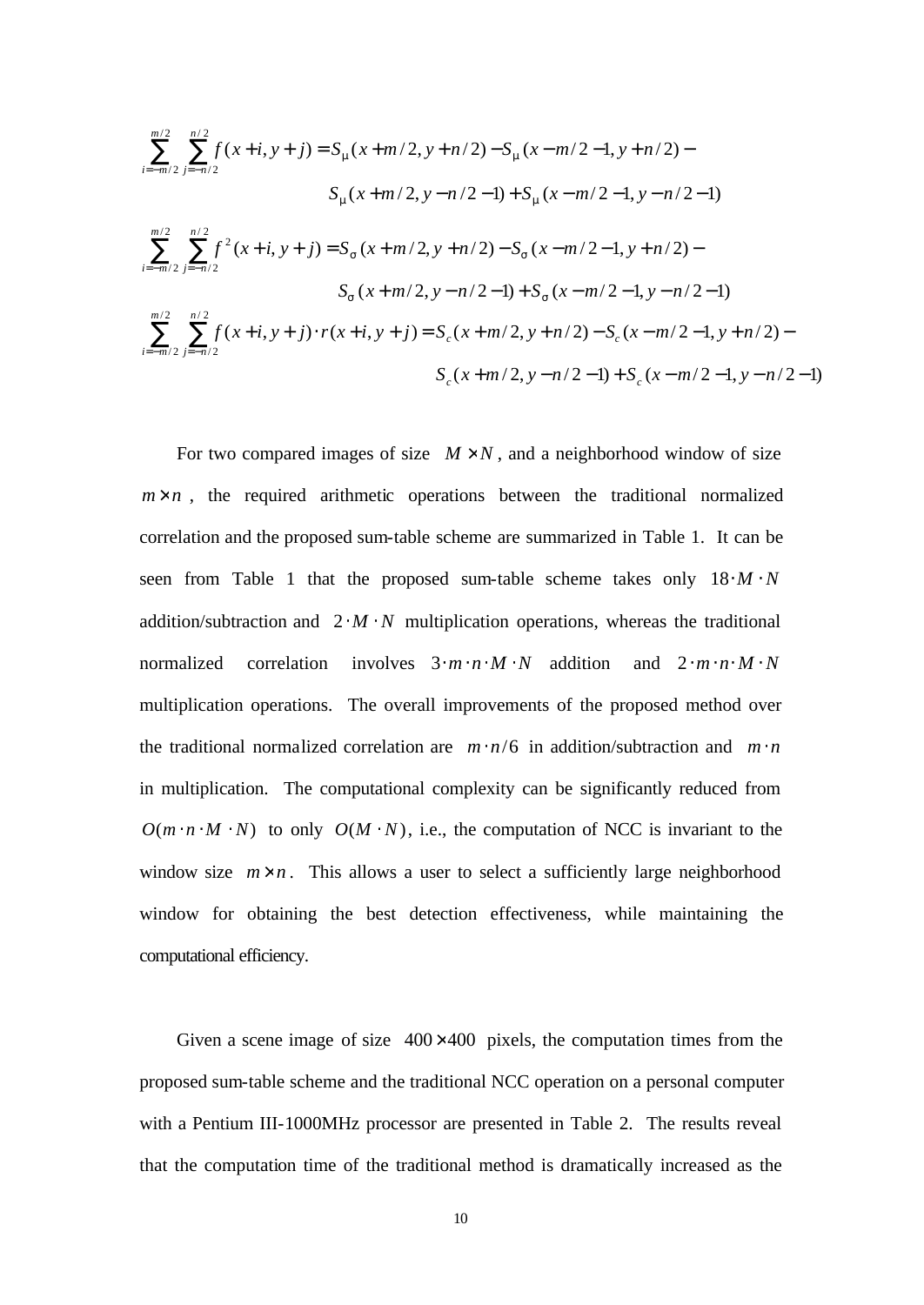$$\sum_{i=-m/2}^{m/2}\sum_{j=-n/2}^{n/2} f(x+i, y+j) = S_\mu(x+m/2, y+n/2) - S_\mu(x-m/2-1, y+n/2) - S_\mu(x+m/2, y-n/2-1) + S_\mu(x-m/2-1, y-n/2-1)$$

$$\sum_{i=-m/2}^{m/2}\sum_{j=-n/2}^{n/2} f^2(x+i, y+j) = S_\sigma(x+m/2, y+n/2) - S_\sigma(x-m/2-1, y+n/2) - S_\sigma(x+m/2, y-n/2-1) + S_\sigma(x-m/2-1, y-n/2-1)$$

$$\sum_{i=-m/2}^{m/2}\sum_{j=-n/2}^{n/2} f(x+i, y+j)\cdot r(x+i, y+j) = S_c(x+m/2, y+n/2) - S_c(x-m/2-1, y+n/2) - S_c(x+m/2, y-n/2-1) + S_c(x-m/2-1, y-n/2-1)$$

For two compared images of size $M \times N$, and a neighborhood window of size $m \times n$, the required arithmetic operations between the traditional normalized correlation and the proposed sum-table scheme are summarized in Table 1. It can be seen from Table 1 that the proposed sum-table scheme takes only $18 \cdot M \cdot N$ addition/subtraction and $2 \cdot M \cdot N$ multiplication operations, whereas the traditional normalized correlation involves $3 \cdot m \cdot n \cdot M \cdot N$ addition and $2 \cdot m \cdot n \cdot M \cdot N$ multiplication operations. The overall improvements of the proposed method over the traditional normalized correlation are $m \cdot n / 6$ in addition/subtraction and $m \cdot n$ in multiplication. The computational complexity can be significantly reduced from $O(m \cdot n \cdot M \cdot N)$ to only $O(M \cdot N)$, i.e., the computation of NCC is invariant to the window size $m \times n$. This allows a user to select a sufficiently large neighborhood window for obtaining the best detection effectiveness, while maintaining the computational efficiency.

Given a scene image of size $400 \times 400$ pixels, the computation times from the proposed sum-table scheme and the traditional NCC operation on a personal computer with a Pentium III-1000MHz processor are presented in Table 2. The results reveal that the computation time of the traditional method is dramatically increased as the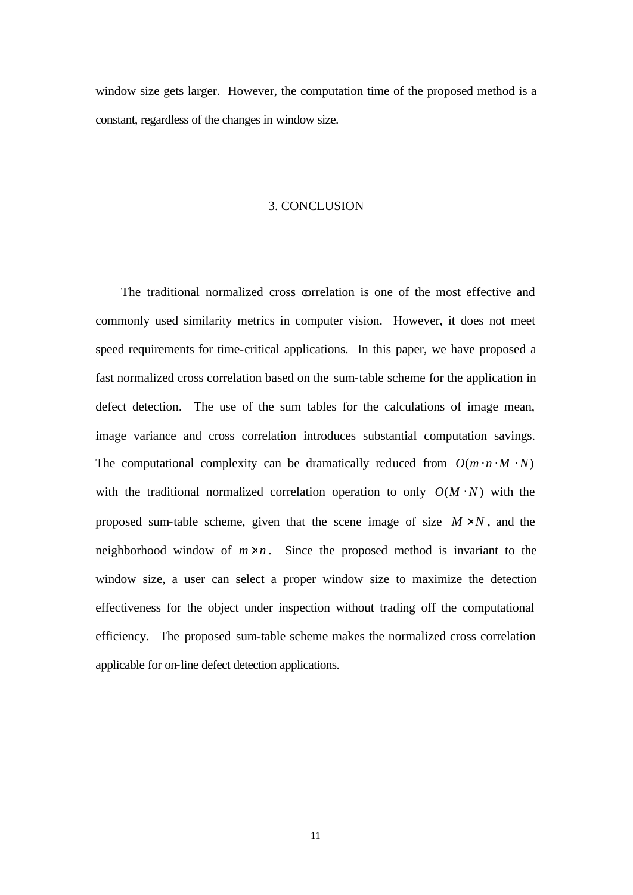window size gets larger. However, the computation time of the proposed method is a constant, regardless of the changes in window size.

## 3. CONCLUSION

The traditional normalized cross correlation is one of the most effective and commonly used similarity metrics in computer vision. However, it does not meet speed requirements for time-critical applications. In this paper, we have proposed a fast normalized cross correlation based on the sum-table scheme for the application in defect detection. The use of the sum tables for the calculations of image mean, image variance and cross correlation introduces substantial computation savings. The computational complexity can be dramatically reduced from $O(m \cdot n \cdot M \cdot N)$ with the traditional normalized correlation operation to only $O(M \cdot N)$ with the proposed sum-table scheme, given that the scene image of size $M \times N$, and the neighborhood window of $m \times n$. Since the proposed method is invariant to the window size, a user can select a proper window size to maximize the detection effectiveness for the object under inspection without trading off the computational efficiency. The proposed sum-table scheme makes the normalized cross correlation applicable for on-line defect detection applications.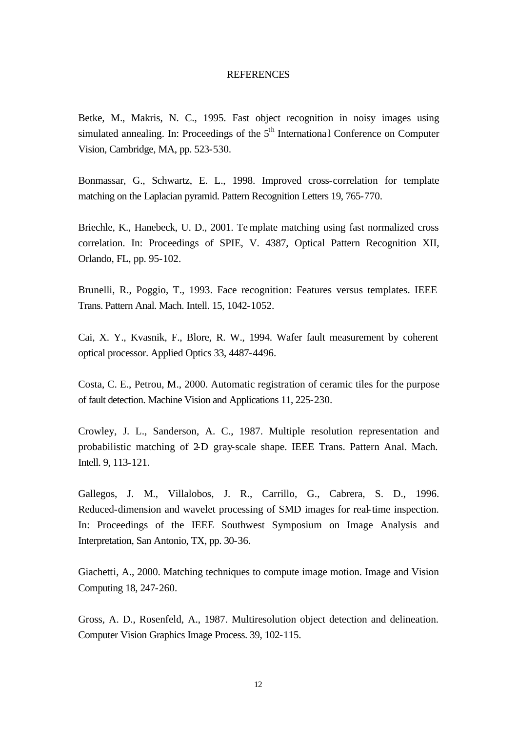# REFERENCES

Betke, M., Makris, N. C., 1995. Fast object recognition in noisy images using simulated annealing. In: Proceedings of the 5th International Conference on Computer Vision, Cambridge, MA, pp. 523-530.

Bonmassar, G., Schwartz, E. L., 1998. Improved cross-correlation for template matching on the Laplacian pyramid. Pattern Recognition Letters 19, 765-770.

Briechle, K., Hanebeck, U. D., 2001. Template matching using fast normalized cross correlation. In: Proceedings of SPIE, V. 4387, Optical Pattern Recognition XII, Orlando, FL, pp. 95-102.

Brunelli, R., Poggio, T., 1993. Face recognition: Features versus templates. IEEE Trans. Pattern Anal. Mach. Intell. 15, 1042-1052.

Cai, X. Y., Kvasnik, F., Blore, R. W., 1994. Wafer fault measurement by coherent optical processor. Applied Optics 33, 4487-4496.

Costa, C. E., Petrou, M., 2000. Automatic registration of ceramic tiles for the purpose of fault detection. Machine Vision and Applications 11, 225-230.

Crowley, J. L., Sanderson, A. C., 1987. Multiple resolution representation and probabilistic matching of 2-D gray-scale shape. IEEE Trans. Pattern Anal. Mach. Intell. 9, 113-121.

Gallegos, J. M., Villalobos, J. R., Carrillo, G., Cabrera, S. D., 1996. Reduced-dimension and wavelet processing of SMD images for real-time inspection. In: Proceedings of the IEEE Southwest Symposium on Image Analysis and Interpretation, San Antonio, TX, pp. 30-36.

Giachetti, A., 2000. Matching techniques to compute image motion. Image and Vision Computing 18, 247-260.

Gross, A. D., Rosenfeld, A., 1987. Multiresolution object detection and delineation. Computer Vision Graphics Image Process. 39, 102-115.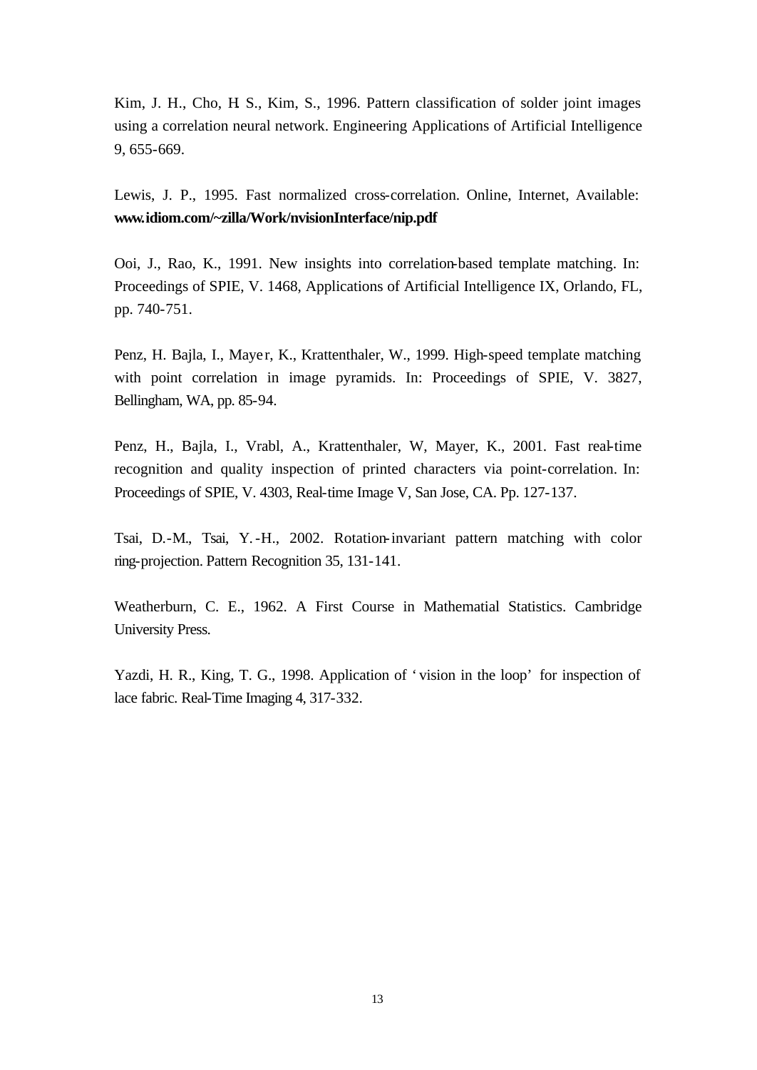Kim, J. H., Cho, H. S., Kim, S., 1996. Pattern classification of solder joint images using a correlation neural network. Engineering Applications of Artificial Intelligence 9, 655-669.

Lewis, J. P., 1995. Fast normalized cross-correlation. Online, Internet, Available: **www.idiom.com/~zilla/Work/nvisionInterface/nip.pdf**

Ooi, J., Rao, K., 1991. New insights into correlation-based template matching. In: Proceedings of SPIE, V. 1468, Applications of Artificial Intelligence IX, Orlando, FL, pp. 740-751.

Penz, H. Bajla, I., Mayer, K., Krattenthaler, W., 1999. High-speed template matching with point correlation in image pyramids. In: Proceedings of SPIE, V. 3827, Bellingham, WA, pp. 85-94.

Penz, H., Bajla, I., Vrabl, A., Krattenthaler, W, Mayer, K., 2001. Fast real-time recognition and quality inspection of printed characters via point-correlation. In: Proceedings of SPIE, V. 4303, Real-time Image V, San Jose, CA. Pp. 127-137.

Tsai, D.-M., Tsai, Y.-H., 2002. Rotation-invariant pattern matching with color ring-projection. Pattern Recognition 35, 131-141.

Weatherburn, C. E., 1962. A First Course in Mathematial Statistics. Cambridge University Press.

Yazdi, H. R., King, T. G., 1998. Application of 'vision in the loop' for inspection of lace fabric. Real-Time Imaging 4, 317-332.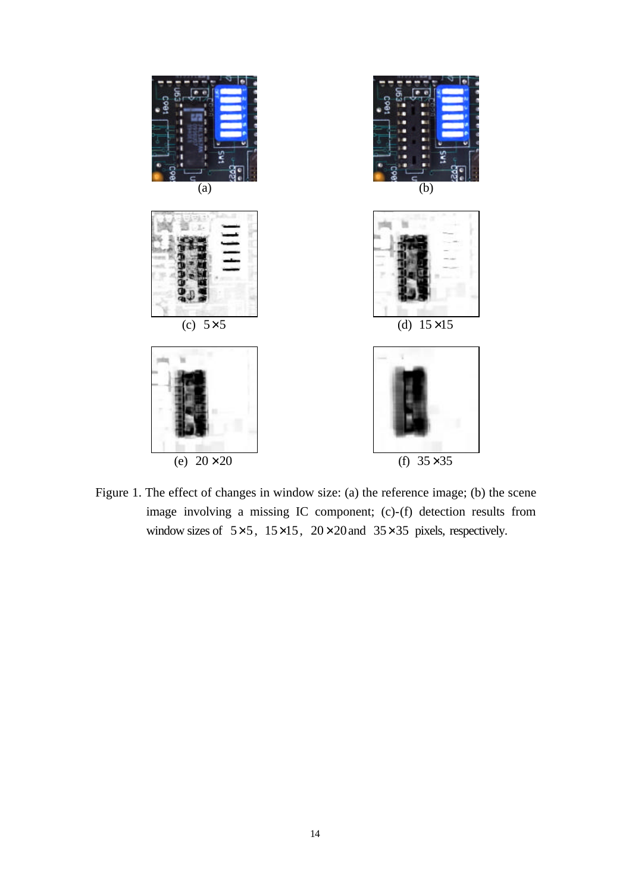(a)

(b)

(c) $5 \times 5$

(d) $15 \times 15$

(e) $20 \times 20$

(f) $35 \times 35$

Figure 1. The effect of changes in window size: (a) the reference image; (b) the scene image involving a missing IC component; (c)-(f) detection results from window sizes of $5 \times 5$, $15 \times 15$, $20 \times 20$ and $35 \times 35$ pixels, respectively.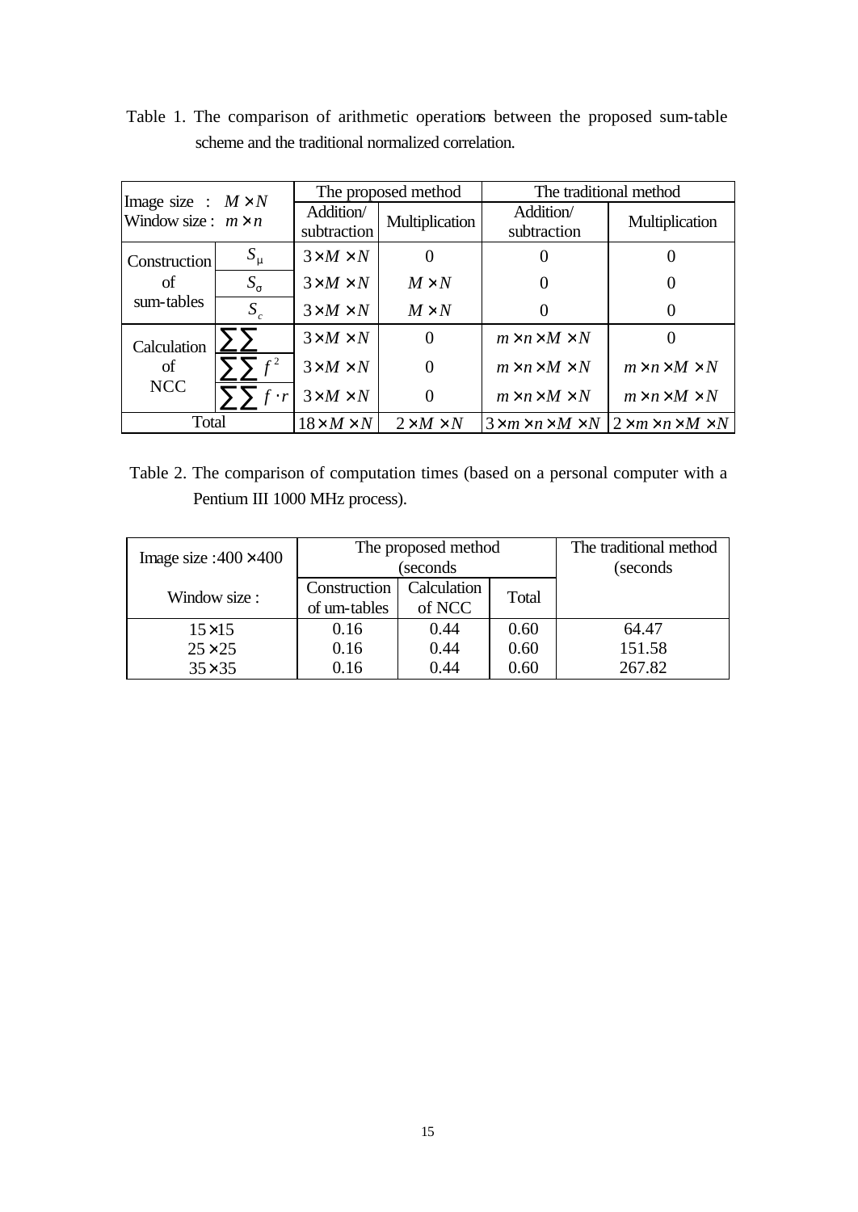Table 1. The comparison of arithmetic operations between the proposed sum-table scheme and the traditional normalized correlation.

| Image size : $M \times N$ Window size : $m \times n$ | | The proposed method | | The traditional method | |
|---|---|---|---|---|---|
| | | Addition/ subtraction | Multiplication | Addition/ subtraction | Multiplication |
| Construction of sum-tables | $S_\mu$ | $3 \times M \times N$ | 0 | 0 | 0 |
| | $S_\sigma$ | $3 \times M \times N$ | $M \times N$ | 0 | 0 |
| | $S_c$ | $3 \times M \times N$ | $M \times N$ | 0 | 0 |
| Calculation of NCC | $\sum\sum$ | $3 \times M \times N$ | 0 | $m \times n \times M \times N$ | 0 |
| | $\sum\sum f^2$ | $3 \times M \times N$ | 0 | $m \times n \times M \times N$ | $m \times n \times M \times N$ |
| | $\sum\sum f \cdot r$ | $3 \times M \times N$ | 0 | $m \times n \times M \times N$ | $m \times n \times M \times N$ |
| Total | | $18 \times M \times N$ | $2 \times M \times N$ | $3 \times m \times n \times M \times N$ | $2 \times m \times n \times M \times N$ |

Table 2. The comparison of computation times (based on a personal computer with a Pentium III 1000 MHz process).

| Image size : $400 \times 400$ | The proposed method (seconds | | | The traditional method (seconds |
|---|---|---|---|---|
| Window size : | Construction of um-tables | Calculation of NCC | Total | |
| $15 \times 15$ | 0.16 | 0.44 | 0.60 | 64.47 |
| $25 \times 25$ | 0.16 | 0.44 | 0.60 | 151.58 |
| $35 \times 35$ | 0.16 | 0.44 | 0.60 | 267.82 |